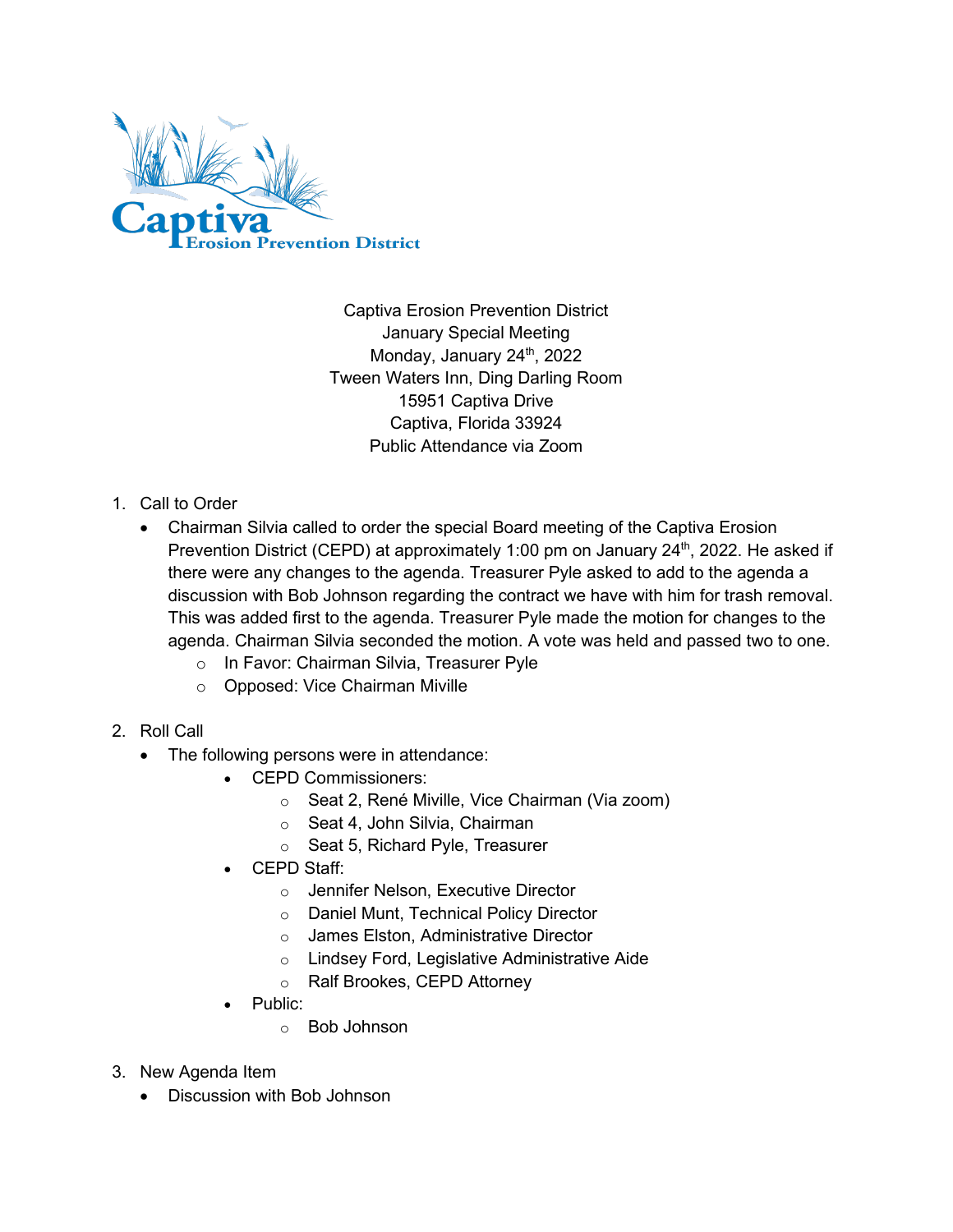Captiva Erosion Prevention District

Captiva Erosion Prevention District
January Special Meeting
Monday, January 24th, 2022
Tween Waters Inn, Ding Darling Room
15951 Captiva Drive
Captiva, Florida 33924
Public Attendance via Zoom

1. Call to Order
   - Chairman Silvia called to order the special Board meeting of the Captiva Erosion Prevention District (CEPD) at approximately 1:00 pm on January 24th, 2022. He asked if there were any changes to the agenda. Treasurer Pyle asked to add to the agenda a discussion with Bob Johnson regarding the contract we have with him for trash removal. This was added first to the agenda. Treasurer Pyle made the motion for changes to the agenda. Chairman Silvia seconded the motion. A vote was held and passed two to one.
     - In Favor: Chairman Silvia, Treasurer Pyle
     - Opposed: Vice Chairman Miville

2. Roll Call
   - The following persons were in attendance:
     - CEPD Commissioners:
       - Seat 2, René Miville, Vice Chairman (Via zoom)
       - Seat 4, John Silvia, Chairman
       - Seat 5, Richard Pyle, Treasurer
     - CEPD Staff:
       - Jennifer Nelson, Executive Director
       - Daniel Munt, Technical Policy Director
       - James Elston, Administrative Director
       - Lindsey Ford, Legislative Administrative Aide
       - Ralf Brookes, CEPD Attorney
     - Public:
       - Bob Johnson

3. New Agenda Item
   - Discussion with Bob Johnson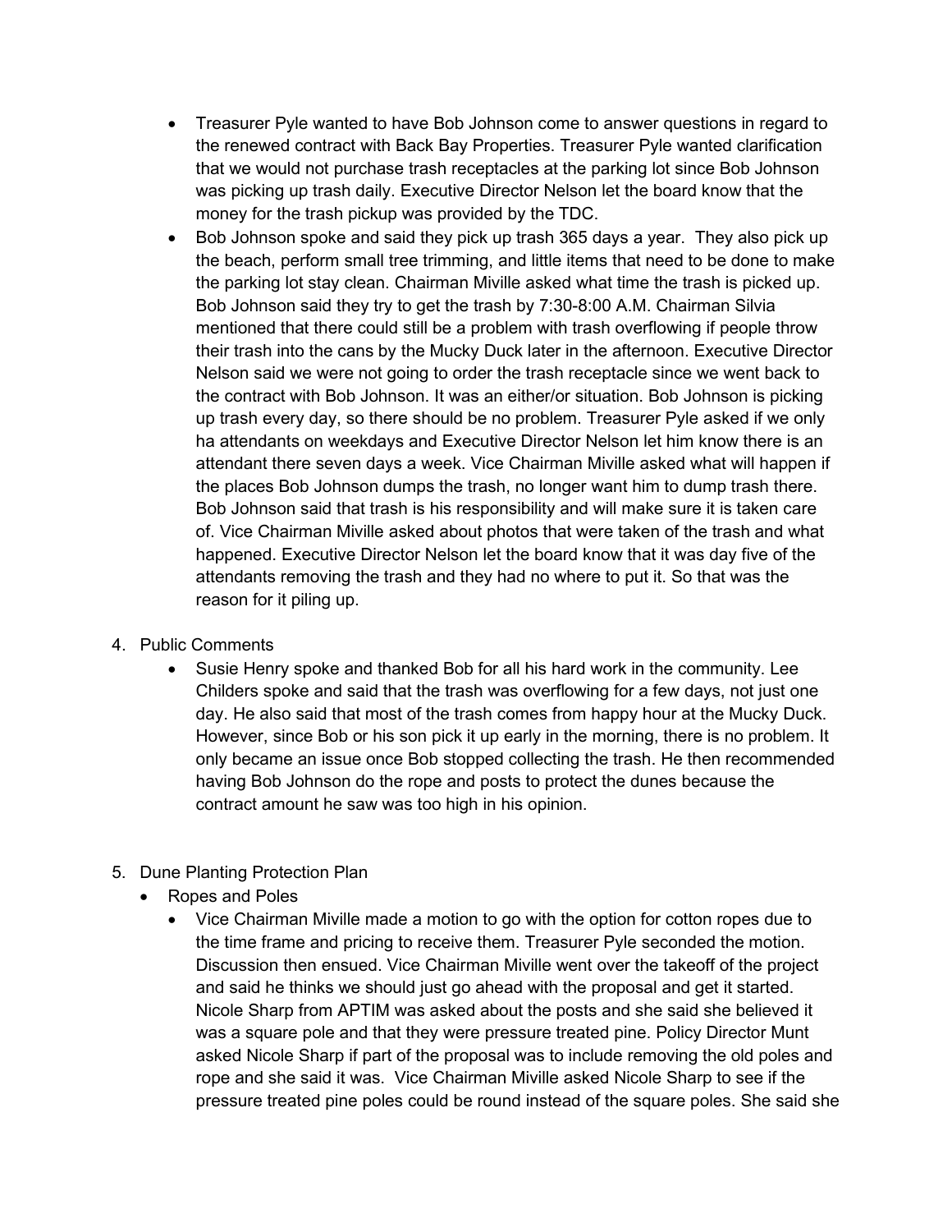- Treasurer Pyle wanted to have Bob Johnson come to answer questions in regard to the renewed contract with Back Bay Properties. Treasurer Pyle wanted clarification that we would not purchase trash receptacles at the parking lot since Bob Johnson was picking up trash daily. Executive Director Nelson let the board know that the money for the trash pickup was provided by the TDC.
- Bob Johnson spoke and said they pick up trash 365 days a year. They also pick up the beach, perform small tree trimming, and little items that need to be done to make the parking lot stay clean. Chairman Miville asked what time the trash is picked up. Bob Johnson said they try to get the trash by 7:30-8:00 A.M. Chairman Silvia mentioned that there could still be a problem with trash overflowing if people throw their trash into the cans by the Mucky Duck later in the afternoon. Executive Director Nelson said we were not going to order the trash receptacle since we went back to the contract with Bob Johnson. It was an either/or situation. Bob Johnson is picking up trash every day, so there should be no problem. Treasurer Pyle asked if we only ha attendants on weekdays and Executive Director Nelson let him know there is an attendant there seven days a week. Vice Chairman Miville asked what will happen if the places Bob Johnson dumps the trash, no longer want him to dump trash there. Bob Johnson said that trash is his responsibility and will make sure it is taken care of. Vice Chairman Miville asked about photos that were taken of the trash and what happened. Executive Director Nelson let the board know that it was day five of the attendants removing the trash and they had no where to put it. So that was the reason for it piling up.

4. Public Comments
   - Susie Henry spoke and thanked Bob for all his hard work in the community. Lee Childers spoke and said that the trash was overflowing for a few days, not just one day. He also said that most of the trash comes from happy hour at the Mucky Duck. However, since Bob or his son pick it up early in the morning, there is no problem. It only became an issue once Bob stopped collecting the trash. He then recommended having Bob Johnson do the rope and posts to protect the dunes because the contract amount he saw was too high in his opinion.

5. Dune Planting Protection Plan
   - Ropes and Poles
   - Vice Chairman Miville made a motion to go with the option for cotton ropes due to the time frame and pricing to receive them. Treasurer Pyle seconded the motion. Discussion then ensued. Vice Chairman Miville went over the takeoff of the project and said he thinks we should just go ahead with the proposal and get it started. Nicole Sharp from APTIM was asked about the posts and she said she believed it was a square pole and that they were pressure treated pine. Policy Director Munt asked Nicole Sharp if part of the proposal was to include removing the old poles and rope and she said it was. Vice Chairman Miville asked Nicole Sharp to see if the pressure treated pine poles could be round instead of the square poles. She said she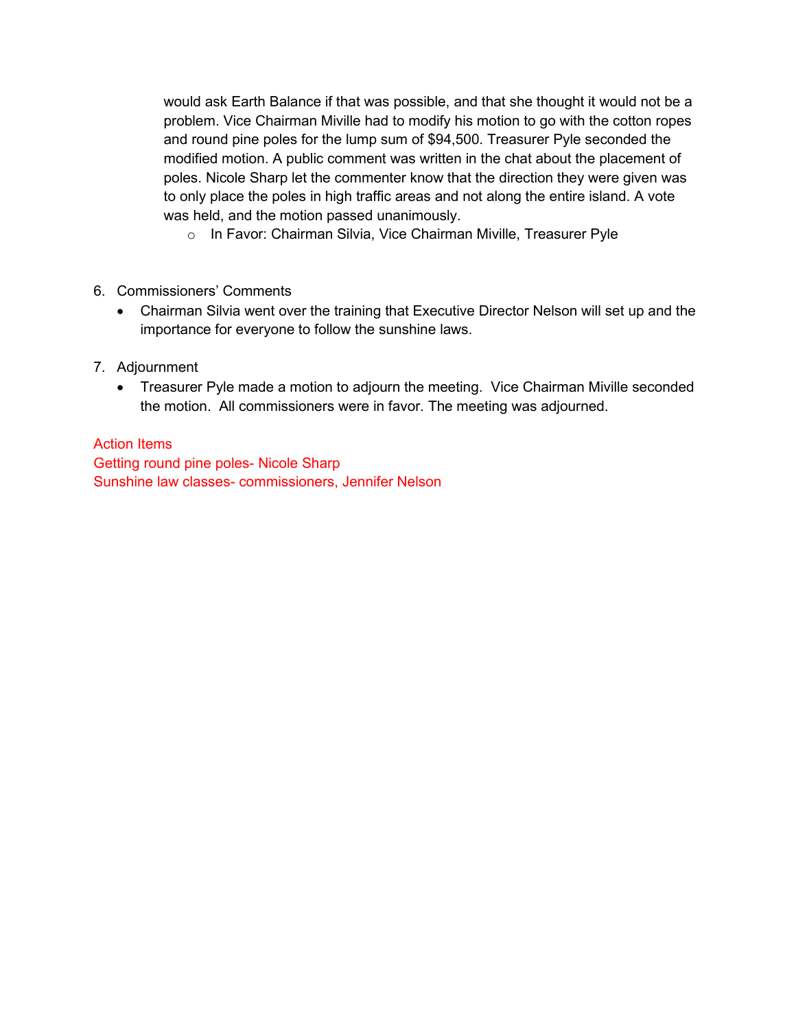would ask Earth Balance if that was possible, and that she thought it would not be a problem. Vice Chairman Miville had to modify his motion to go with the cotton ropes and round pine poles for the lump sum of $94,500. Treasurer Pyle seconded the modified motion. A public comment was written in the chat about the placement of poles. Nicole Sharp let the commenter know that the direction they were given was to only place the poles in high traffic areas and not along the entire island. A vote was held, and the motion passed unanimously.

   - In Favor: Chairman Silvia, Vice Chairman Miville, Treasurer Pyle

6. Commissioners' Comments
   - Chairman Silvia went over the training that Executive Director Nelson will set up and the importance for everyone to follow the sunshine laws.

7. Adjournment
   - Treasurer Pyle made a motion to adjourn the meeting. Vice Chairman Miville seconded the motion. All commissioners were in favor. The meeting was adjourned.

Action Items
Getting round pine poles- Nicole Sharp
Sunshine law classes- commissioners, Jennifer Nelson